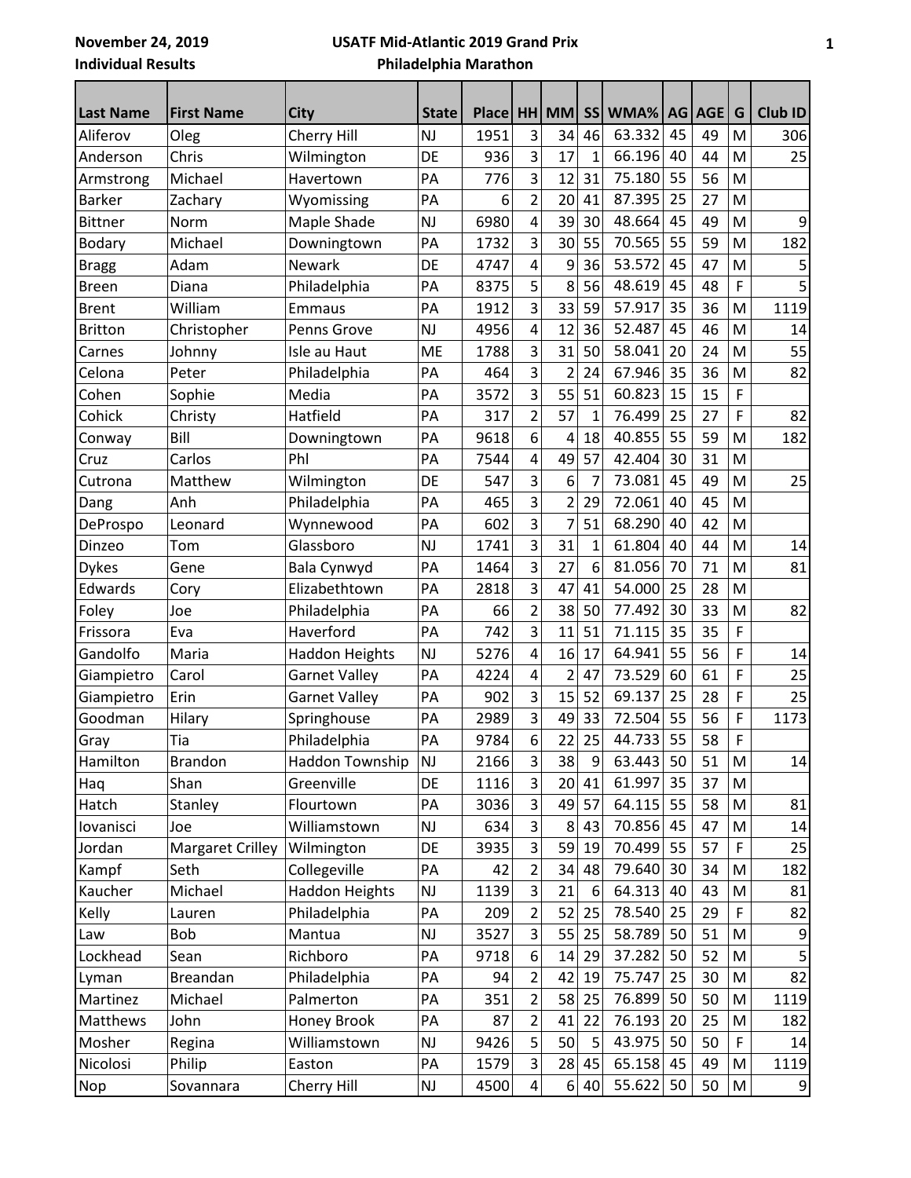November 24, 2019 **USATF Mid-Atlantic 2019 Grand Prix**

Individual Results **Philadelphia Marathon**

| Last Name | First Name | City | State | Place | HH | MM | SS | WMA% | AG | AGE | G | Club ID |
|---|---|---|---|---|---|---|---|---|---|---|---|---|
| Aliferov | Oleg | Cherry Hill | NJ | 1951 | 3 | 34 | 46 | 63.332 | 45 | 49 | M | 306 |
| Anderson | Chris | Wilmington | DE | 936 | 3 | 17 | 1 | 66.196 | 40 | 44 | M | 25 |
| Armstrong | Michael | Havertown | PA | 776 | 3 | 12 | 31 | 75.180 | 55 | 56 | M | |
| Barker | Zachary | Wyomissing | PA | 6 | 2 | 20 | 41 | 87.395 | 25 | 27 | M | |
| Bittner | Norm | Maple Shade | NJ | 6980 | 4 | 39 | 30 | 48.664 | 45 | 49 | M | 9 |
| Bodary | Michael | Downingtown | PA | 1732 | 3 | 30 | 55 | 70.565 | 55 | 59 | M | 182 |
| Bragg | Adam | Newark | DE | 4747 | 4 | 9 | 36 | 53.572 | 45 | 47 | M | 5 |
| Breen | Diana | Philadelphia | PA | 8375 | 5 | 8 | 56 | 48.619 | 45 | 48 | F | 5 |
| Brent | William | Emmaus | PA | 1912 | 3 | 33 | 59 | 57.917 | 35 | 36 | M | 1119 |
| Britton | Christopher | Penns Grove | NJ | 4956 | 4 | 12 | 36 | 52.487 | 45 | 46 | M | 14 |
| Carnes | Johnny | Isle au Haut | ME | 1788 | 3 | 31 | 50 | 58.041 | 20 | 24 | M | 55 |
| Celona | Peter | Philadelphia | PA | 464 | 3 | 2 | 24 | 67.946 | 35 | 36 | M | 82 |
| Cohen | Sophie | Media | PA | 3572 | 3 | 55 | 51 | 60.823 | 15 | 15 | F | |
| Cohick | Christy | Hatfield | PA | 317 | 2 | 57 | 1 | 76.499 | 25 | 27 | F | 82 |
| Conway | Bill | Downingtown | PA | 9618 | 6 | 4 | 18 | 40.855 | 55 | 59 | M | 182 |
| Cruz | Carlos | Phl | PA | 7544 | 4 | 49 | 57 | 42.404 | 30 | 31 | M | |
| Cutrona | Matthew | Wilmington | DE | 547 | 3 | 6 | 7 | 73.081 | 45 | 49 | M | 25 |
| Dang | Anh | Philadelphia | PA | 465 | 3 | 2 | 29 | 72.061 | 40 | 45 | M | |
| DeProspo | Leonard | Wynnewood | PA | 602 | 3 | 7 | 51 | 68.290 | 40 | 42 | M | |
| Dinzeo | Tom | Glassboro | NJ | 1741 | 3 | 31 | 1 | 61.804 | 40 | 44 | M | 14 |
| Dykes | Gene | Bala Cynwyd | PA | 1464 | 3 | 27 | 6 | 81.056 | 70 | 71 | M | 81 |
| Edwards | Cory | Elizabethtown | PA | 2818 | 3 | 47 | 41 | 54.000 | 25 | 28 | M | |
| Foley | Joe | Philadelphia | PA | 66 | 2 | 38 | 50 | 77.492 | 30 | 33 | M | 82 |
| Frissora | Eva | Haverford | PA | 742 | 3 | 11 | 51 | 71.115 | 35 | 35 | F | |
| Gandolfo | Maria | Haddon Heights | NJ | 5276 | 4 | 16 | 17 | 64.941 | 55 | 56 | F | 14 |
| Giampietro | Carol | Garnet Valley | PA | 4224 | 4 | 2 | 47 | 73.529 | 60 | 61 | F | 25 |
| Giampietro | Erin | Garnet Valley | PA | 902 | 3 | 15 | 52 | 69.137 | 25 | 28 | F | 25 |
| Goodman | Hilary | Springhouse | PA | 2989 | 3 | 49 | 33 | 72.504 | 55 | 56 | F | 1173 |
| Gray | Tia | Philadelphia | PA | 9784 | 6 | 22 | 25 | 44.733 | 55 | 58 | F | |
| Hamilton | Brandon | Haddon Township | NJ | 2166 | 3 | 38 | 9 | 63.443 | 50 | 51 | M | 14 |
| Haq | Shan | Greenville | DE | 1116 | 3 | 20 | 41 | 61.997 | 35 | 37 | M | |
| Hatch | Stanley | Flourtown | PA | 3036 | 3 | 49 | 57 | 64.115 | 55 | 58 | M | 81 |
| Iovanisci | Joe | Williamstown | NJ | 634 | 3 | 8 | 43 | 70.856 | 45 | 47 | M | 14 |
| Jordan | Margaret Crilley | Wilmington | DE | 3935 | 3 | 59 | 19 | 70.499 | 55 | 57 | F | 25 |
| Kampf | Seth | Collegeville | PA | 42 | 2 | 34 | 48 | 79.640 | 30 | 34 | M | 182 |
| Kaucher | Michael | Haddon Heights | NJ | 1139 | 3 | 21 | 6 | 64.313 | 40 | 43 | M | 81 |
| Kelly | Lauren | Philadelphia | PA | 209 | 2 | 52 | 25 | 78.540 | 25 | 29 | F | 82 |
| Law | Bob | Mantua | NJ | 3527 | 3 | 55 | 25 | 58.789 | 50 | 51 | M | 9 |
| Lockhead | Sean | Richboro | PA | 9718 | 6 | 14 | 29 | 37.282 | 50 | 52 | M | 5 |
| Lyman | Breandan | Philadelphia | PA | 94 | 2 | 42 | 19 | 75.747 | 25 | 30 | M | 82 |
| Martinez | Michael | Palmerton | PA | 351 | 2 | 58 | 25 | 76.899 | 50 | 50 | M | 1119 |
| Matthews | John | Honey Brook | PA | 87 | 2 | 41 | 22 | 76.193 | 20 | 25 | M | 182 |
| Mosher | Regina | Williamstown | NJ | 9426 | 5 | 50 | 5 | 43.975 | 50 | 50 | F | 14 |
| Nicolosi | Philip | Easton | PA | 1579 | 3 | 28 | 45 | 65.158 | 45 | 49 | M | 1119 |
| Nop | Sovannara | Cherry Hill | NJ | 4500 | 4 | 6 | 40 | 55.622 | 50 | 50 | M | 9 |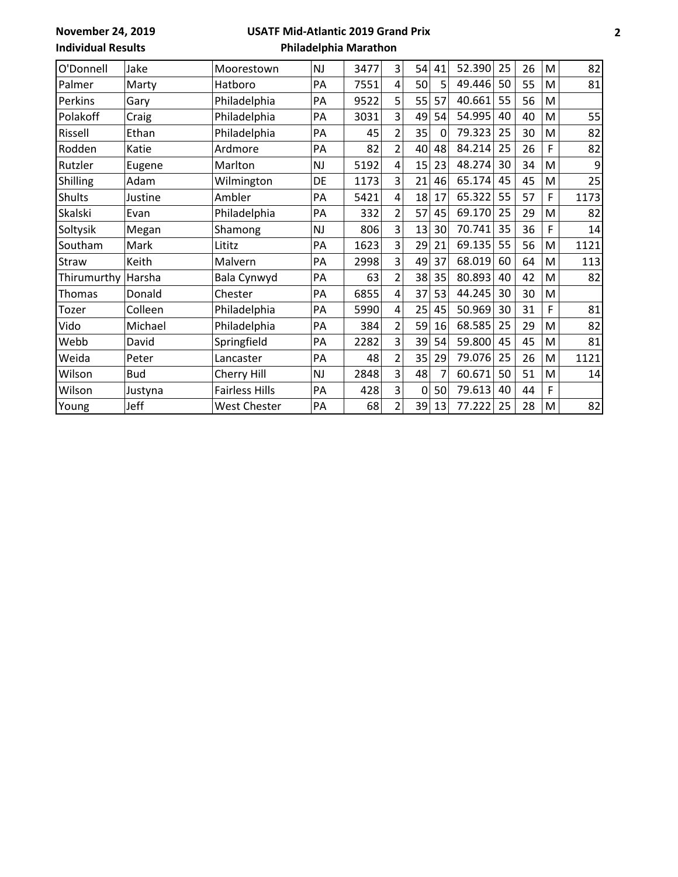**November 24, 2019** **USATF Mid-Atlantic 2019 Grand Prix**

**Individual Results** **Philadelphia Marathon**

| | | | | | | | | | | | | |
|---|---|---|---|---|---|---|---|---|---|---|---|---|
| O'Donnell | Jake | Moorestown | NJ | 3477 | 3 | 54 | 41 | 52.390 | 25 | 26 | M | 82 |
| Palmer | Marty | Hatboro | PA | 7551 | 4 | 50 | 5 | 49.446 | 50 | 55 | M | 81 |
| Perkins | Gary | Philadelphia | PA | 9522 | 5 | 55 | 57 | 40.661 | 55 | 56 | M | |
| Polakoff | Craig | Philadelphia | PA | 3031 | 3 | 49 | 54 | 54.995 | 40 | 40 | M | 55 |
| Rissell | Ethan | Philadelphia | PA | 45 | 2 | 35 | 0 | 79.323 | 25 | 30 | M | 82 |
| Rodden | Katie | Ardmore | PA | 82 | 2 | 40 | 48 | 84.214 | 25 | 26 | F | 82 |
| Rutzler | Eugene | Marlton | NJ | 5192 | 4 | 15 | 23 | 48.274 | 30 | 34 | M | 9 |
| Shilling | Adam | Wilmington | DE | 1173 | 3 | 21 | 46 | 65.174 | 45 | 45 | M | 25 |
| Shults | Justine | Ambler | PA | 5421 | 4 | 18 | 17 | 65.322 | 55 | 57 | F | 1173 |
| Skalski | Evan | Philadelphia | PA | 332 | 2 | 57 | 45 | 69.170 | 25 | 29 | M | 82 |
| Soltysik | Megan | Shamong | NJ | 806 | 3 | 13 | 30 | 70.741 | 35 | 36 | F | 14 |
| Southam | Mark | Lititz | PA | 1623 | 3 | 29 | 21 | 69.135 | 55 | 56 | M | 1121 |
| Straw | Keith | Malvern | PA | 2998 | 3 | 49 | 37 | 68.019 | 60 | 64 | M | 113 |
| Thirumurthy | Harsha | Bala Cynwyd | PA | 63 | 2 | 38 | 35 | 80.893 | 40 | 42 | M | 82 |
| Thomas | Donald | Chester | PA | 6855 | 4 | 37 | 53 | 44.245 | 30 | 30 | M | |
| Tozer | Colleen | Philadelphia | PA | 5990 | 4 | 25 | 45 | 50.969 | 30 | 31 | F | 81 |
| Vido | Michael | Philadelphia | PA | 384 | 2 | 59 | 16 | 68.585 | 25 | 29 | M | 82 |
| Webb | David | Springfield | PA | 2282 | 3 | 39 | 54 | 59.800 | 45 | 45 | M | 81 |
| Weida | Peter | Lancaster | PA | 48 | 2 | 35 | 29 | 79.076 | 25 | 26 | M | 1121 |
| Wilson | Bud | Cherry Hill | NJ | 2848 | 3 | 48 | 7 | 60.671 | 50 | 51 | M | 14 |
| Wilson | Justyna | Fairless Hills | PA | 428 | 3 | 0 | 50 | 79.613 | 40 | 44 | F | |
| Young | Jeff | West Chester | PA | 68 | 2 | 39 | 13 | 77.222 | 25 | 28 | M | 82 |